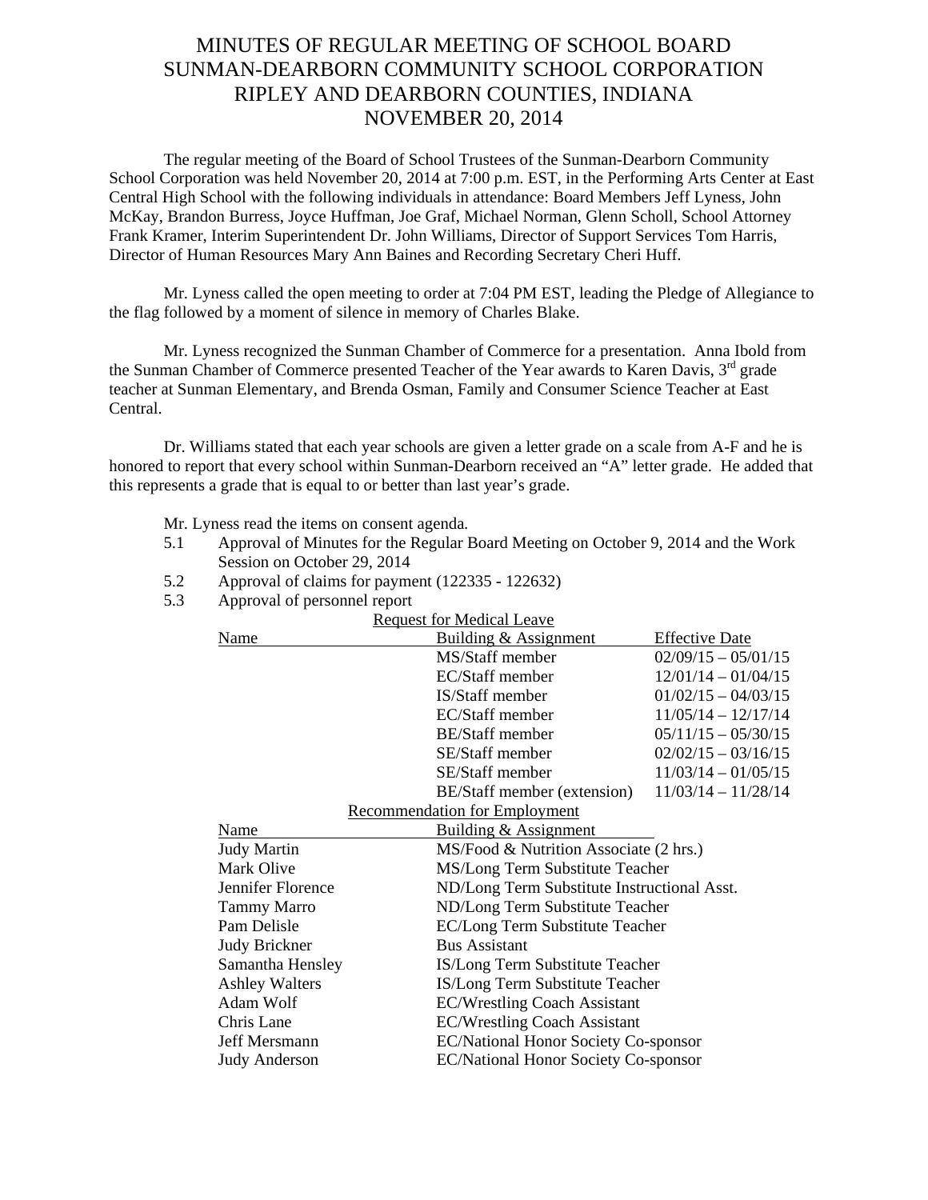# MINUTES OF REGULAR MEETING OF SCHOOL BOARD
# SUNMAN-DEARBORN COMMUNITY SCHOOL CORPORATION
# RIPLEY AND DEARBORN COUNTIES, INDIANA
# NOVEMBER 20, 2014

The regular meeting of the Board of School Trustees of the Sunman-Dearborn Community School Corporation was held November 20, 2014 at 7:00 p.m. EST, in the Performing Arts Center at East Central High School with the following individuals in attendance: Board Members Jeff Lyness, John McKay, Brandon Burress, Joyce Huffman, Joe Graf, Michael Norman, Glenn Scholl, School Attorney Frank Kramer, Interim Superintendent Dr. John Williams, Director of Support Services Tom Harris, Director of Human Resources Mary Ann Baines and Recording Secretary Cheri Huff.

Mr. Lyness called the open meeting to order at 7:04 PM EST, leading the Pledge of Allegiance to the flag followed by a moment of silence in memory of Charles Blake.

Mr. Lyness recognized the Sunman Chamber of Commerce for a presentation. Anna Ibold from the Sunman Chamber of Commerce presented Teacher of the Year awards to Karen Davis, 3rd grade teacher at Sunman Elementary, and Brenda Osman, Family and Consumer Science Teacher at East Central.

Dr. Williams stated that each year schools are given a letter grade on a scale from A-F and he is honored to report that every school within Sunman-Dearborn received an "A" letter grade. He added that this represents a grade that is equal to or better than last year's grade.

Mr. Lyness read the items on consent agenda.

5.1 Approval of Minutes for the Regular Board Meeting on October 9, 2014 and the Work Session on October 29, 2014

5.2 Approval of claims for payment (122335 - 122632)

5.3 Approval of personnel report

Request for Medical Leave

| Name | Building & Assignment | Effective Date |
|---|---|---|
| | MS/Staff member | 02/09/15 – 05/01/15 |
| | EC/Staff member | 12/01/14 – 01/04/15 |
| | IS/Staff member | 01/02/15 – 04/03/15 |
| | EC/Staff member | 11/05/14 – 12/17/14 |
| | BE/Staff member | 05/11/15 – 05/30/15 |
| | SE/Staff member | 02/02/15 – 03/16/15 |
| | SE/Staff member | 11/03/14 – 01/05/15 |
| | BE/Staff member (extension) | 11/03/14 – 11/28/14 |

Recommendation for Employment

| Name | Building & Assignment |
|---|---|
| Judy Martin | MS/Food & Nutrition Associate (2 hrs.) |
| Mark Olive | MS/Long Term Substitute Teacher |
| Jennifer Florence | ND/Long Term Substitute Instructional Asst. |
| Tammy Marro | ND/Long Term Substitute Teacher |
| Pam Delisle | EC/Long Term Substitute Teacher |
| Judy Brickner | Bus Assistant |
| Samantha Hensley | IS/Long Term Substitute Teacher |
| Ashley Walters | IS/Long Term Substitute Teacher |
| Adam Wolf | EC/Wrestling Coach Assistant |
| Chris Lane | EC/Wrestling Coach Assistant |
| Jeff Mersmann | EC/National Honor Society Co-sponsor |
| Judy Anderson | EC/National Honor Society Co-sponsor |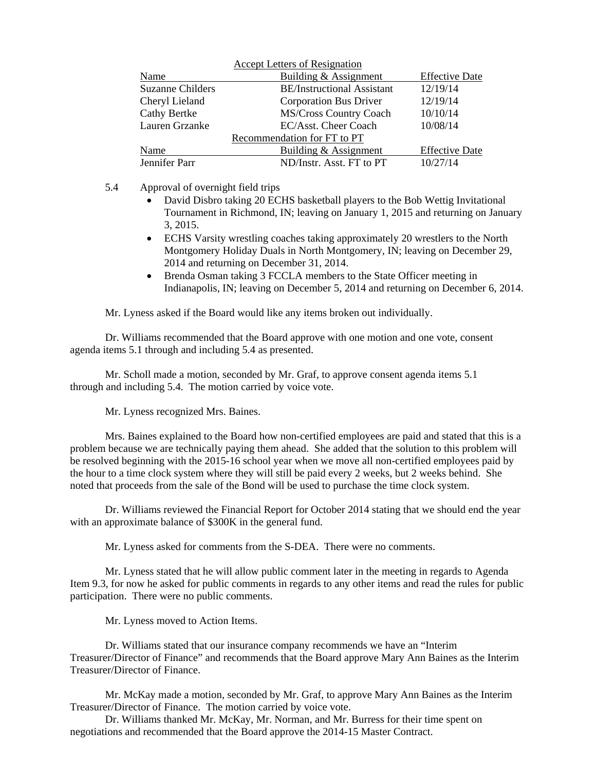| Accept Letters of Resignation | | |
|---|---|---|
| Name | Building & Assignment | Effective Date |
| Suzanne Childers | BE/Instructional Assistant | 12/19/14 |
| Cheryl Lieland | Corporation Bus Driver | 12/19/14 |
| Cathy Bertke | MS/Cross Country Coach | 10/10/14 |
| Lauren Grzanke | EC/Asst. Cheer Coach | 10/08/14 |
| **Recommendation for FT to PT** | | |
| Name | Building & Assignment | Effective Date |
| Jennifer Parr | ND/Instr. Asst. FT to PT | 10/27/14 |

5.4 Approval of overnight field trips

- David Disbro taking 20 ECHS basketball players to the Bob Wettig Invitational Tournament in Richmond, IN; leaving on January 1, 2015 and returning on January 3, 2015.
- ECHS Varsity wrestling coaches taking approximately 20 wrestlers to the North Montgomery Holiday Duals in North Montgomery, IN; leaving on December 29, 2014 and returning on December 31, 2014.
- Brenda Osman taking 3 FCCLA members to the State Officer meeting in Indianapolis, IN; leaving on December 5, 2014 and returning on December 6, 2014.

Mr. Lyness asked if the Board would like any items broken out individually.

Dr. Williams recommended that the Board approve with one motion and one vote, consent agenda items 5.1 through and including 5.4 as presented.

Mr. Scholl made a motion, seconded by Mr. Graf, to approve consent agenda items 5.1 through and including 5.4. The motion carried by voice vote.

Mr. Lyness recognized Mrs. Baines.

Mrs. Baines explained to the Board how non-certified employees are paid and stated that this is a problem because we are technically paying them ahead. She added that the solution to this problem will be resolved beginning with the 2015-16 school year when we move all non-certified employees paid by the hour to a time clock system where they will still be paid every 2 weeks, but 2 weeks behind. She noted that proceeds from the sale of the Bond will be used to purchase the time clock system.

Dr. Williams reviewed the Financial Report for October 2014 stating that we should end the year with an approximate balance of $300K in the general fund.

Mr. Lyness asked for comments from the S-DEA. There were no comments.

Mr. Lyness stated that he will allow public comment later in the meeting in regards to Agenda Item 9.3, for now he asked for public comments in regards to any other items and read the rules for public participation. There were no public comments.

Mr. Lyness moved to Action Items.

Dr. Williams stated that our insurance company recommends we have an "Interim Treasurer/Director of Finance" and recommends that the Board approve Mary Ann Baines as the Interim Treasurer/Director of Finance.

Mr. McKay made a motion, seconded by Mr. Graf, to approve Mary Ann Baines as the Interim Treasurer/Director of Finance. The motion carried by voice vote.

Dr. Williams thanked Mr. McKay, Mr. Norman, and Mr. Burress for their time spent on negotiations and recommended that the Board approve the 2014-15 Master Contract.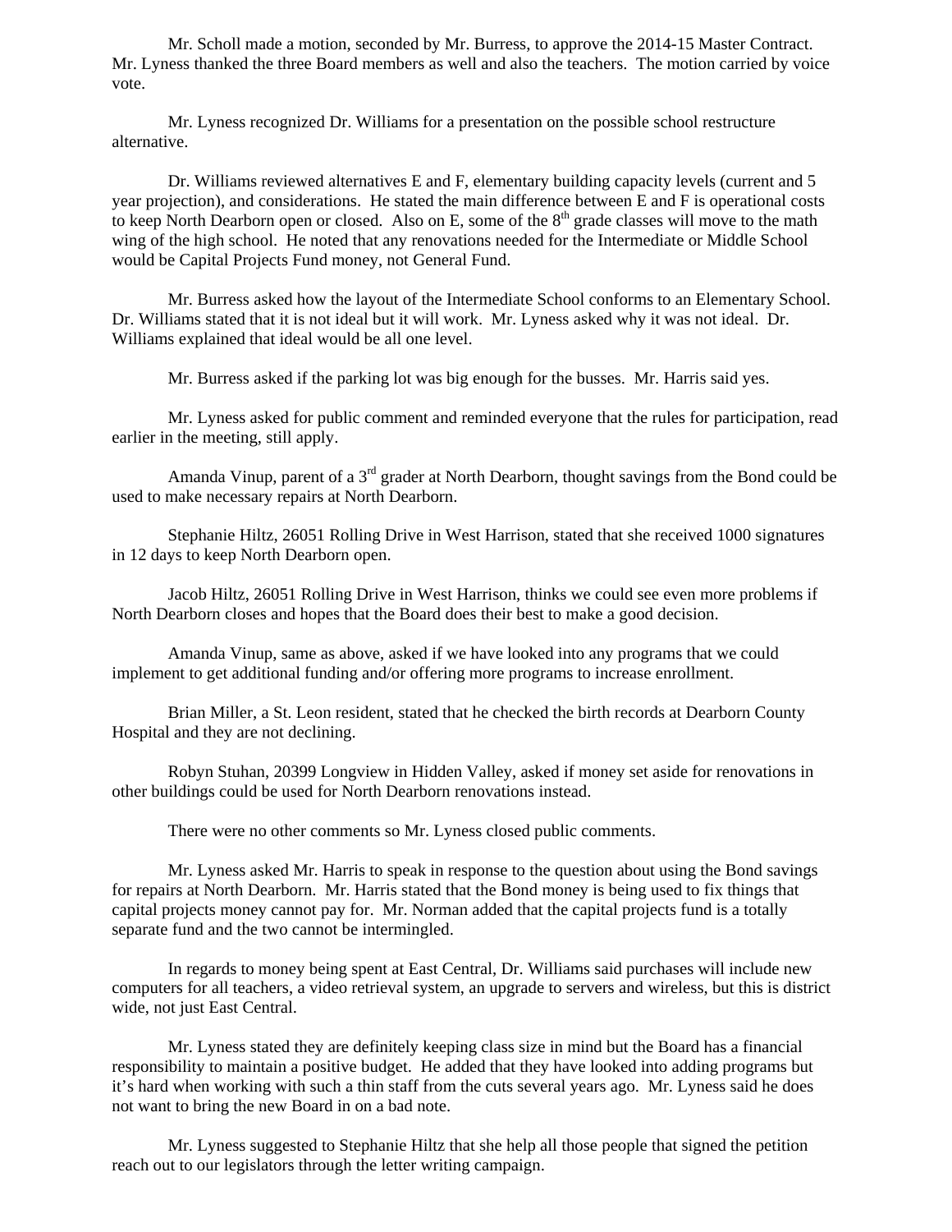Mr. Scholl made a motion, seconded by Mr. Burress, to approve the 2014-15 Master Contract. Mr. Lyness thanked the three Board members as well and also the teachers. The motion carried by voice vote.

Mr. Lyness recognized Dr. Williams for a presentation on the possible school restructure alternative.

Dr. Williams reviewed alternatives E and F, elementary building capacity levels (current and 5 year projection), and considerations. He stated the main difference between E and F is operational costs to keep North Dearborn open or closed. Also on E, some of the 8th grade classes will move to the math wing of the high school. He noted that any renovations needed for the Intermediate or Middle School would be Capital Projects Fund money, not General Fund.

Mr. Burress asked how the layout of the Intermediate School conforms to an Elementary School. Dr. Williams stated that it is not ideal but it will work. Mr. Lyness asked why it was not ideal. Dr. Williams explained that ideal would be all one level.

Mr. Burress asked if the parking lot was big enough for the busses. Mr. Harris said yes.

Mr. Lyness asked for public comment and reminded everyone that the rules for participation, read earlier in the meeting, still apply.

Amanda Vinup, parent of a 3rd grader at North Dearborn, thought savings from the Bond could be used to make necessary repairs at North Dearborn.

Stephanie Hiltz, 26051 Rolling Drive in West Harrison, stated that she received 1000 signatures in 12 days to keep North Dearborn open.

Jacob Hiltz, 26051 Rolling Drive in West Harrison, thinks we could see even more problems if North Dearborn closes and hopes that the Board does their best to make a good decision.

Amanda Vinup, same as above, asked if we have looked into any programs that we could implement to get additional funding and/or offering more programs to increase enrollment.

Brian Miller, a St. Leon resident, stated that he checked the birth records at Dearborn County Hospital and they are not declining.

Robyn Stuhan, 20399 Longview in Hidden Valley, asked if money set aside for renovations in other buildings could be used for North Dearborn renovations instead.

There were no other comments so Mr. Lyness closed public comments.

Mr. Lyness asked Mr. Harris to speak in response to the question about using the Bond savings for repairs at North Dearborn. Mr. Harris stated that the Bond money is being used to fix things that capital projects money cannot pay for. Mr. Norman added that the capital projects fund is a totally separate fund and the two cannot be intermingled.

In regards to money being spent at East Central, Dr. Williams said purchases will include new computers for all teachers, a video retrieval system, an upgrade to servers and wireless, but this is district wide, not just East Central.

Mr. Lyness stated they are definitely keeping class size in mind but the Board has a financial responsibility to maintain a positive budget. He added that they have looked into adding programs but it's hard when working with such a thin staff from the cuts several years ago. Mr. Lyness said he does not want to bring the new Board in on a bad note.

Mr. Lyness suggested to Stephanie Hiltz that she help all those people that signed the petition reach out to our legislators through the letter writing campaign.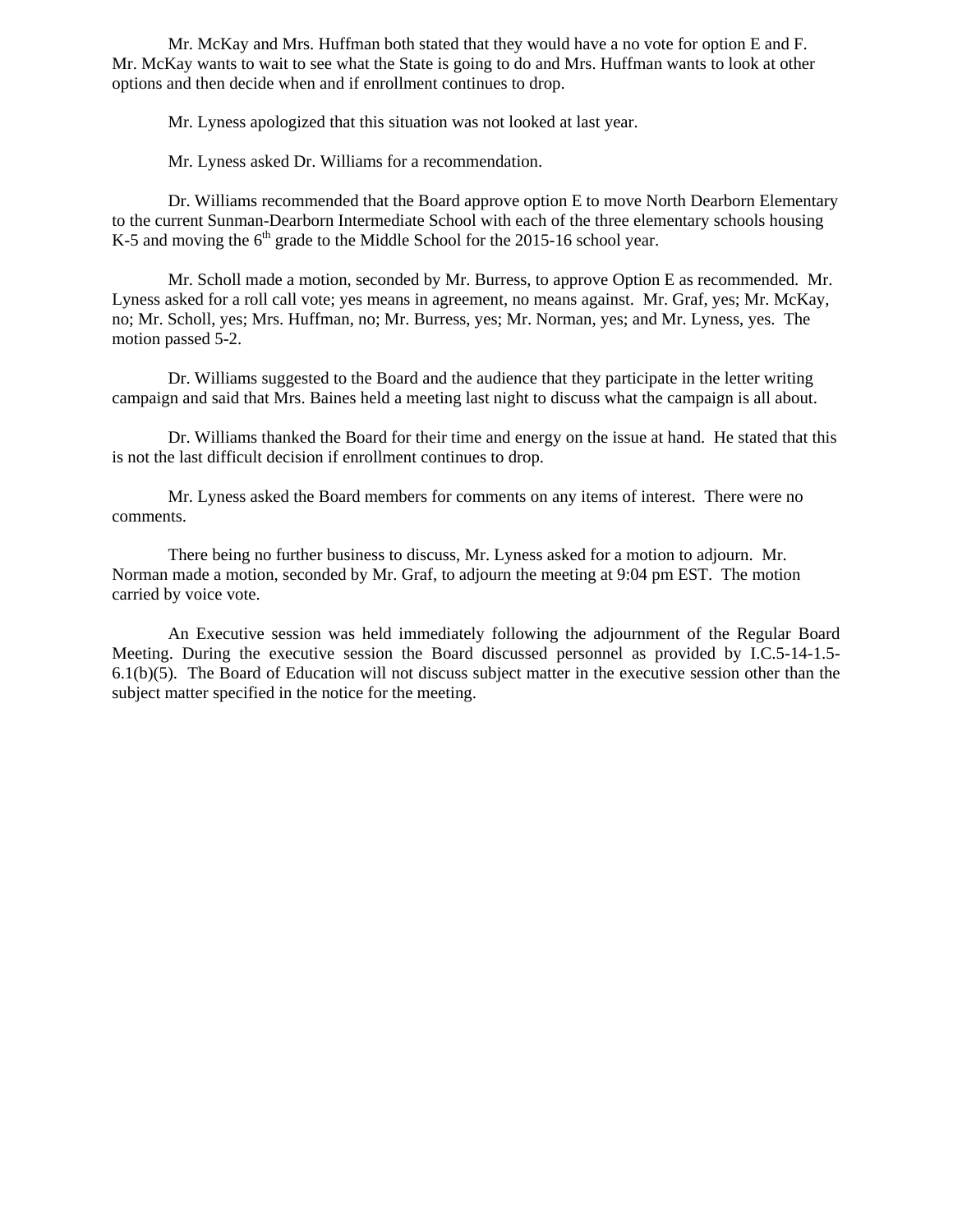Mr. McKay and Mrs. Huffman both stated that they would have a no vote for option E and F. Mr. McKay wants to wait to see what the State is going to do and Mrs. Huffman wants to look at other options and then decide when and if enrollment continues to drop.

Mr. Lyness apologized that this situation was not looked at last year.

Mr. Lyness asked Dr. Williams for a recommendation.

Dr. Williams recommended that the Board approve option E to move North Dearborn Elementary to the current Sunman-Dearborn Intermediate School with each of the three elementary schools housing K-5 and moving the 6th grade to the Middle School for the 2015-16 school year.

Mr. Scholl made a motion, seconded by Mr. Burress, to approve Option E as recommended. Mr. Lyness asked for a roll call vote; yes means in agreement, no means against. Mr. Graf, yes; Mr. McKay, no; Mr. Scholl, yes; Mrs. Huffman, no; Mr. Burress, yes; Mr. Norman, yes; and Mr. Lyness, yes. The motion passed 5-2.

Dr. Williams suggested to the Board and the audience that they participate in the letter writing campaign and said that Mrs. Baines held a meeting last night to discuss what the campaign is all about.

Dr. Williams thanked the Board for their time and energy on the issue at hand. He stated that this is not the last difficult decision if enrollment continues to drop.

Mr. Lyness asked the Board members for comments on any items of interest. There were no comments.

There being no further business to discuss, Mr. Lyness asked for a motion to adjourn. Mr. Norman made a motion, seconded by Mr. Graf, to adjourn the meeting at 9:04 pm EST. The motion carried by voice vote.

An Executive session was held immediately following the adjournment of the Regular Board Meeting. During the executive session the Board discussed personnel as provided by I.C.5-14-1.5-6.1(b)(5). The Board of Education will not discuss subject matter in the executive session other than the subject matter specified in the notice for the meeting.